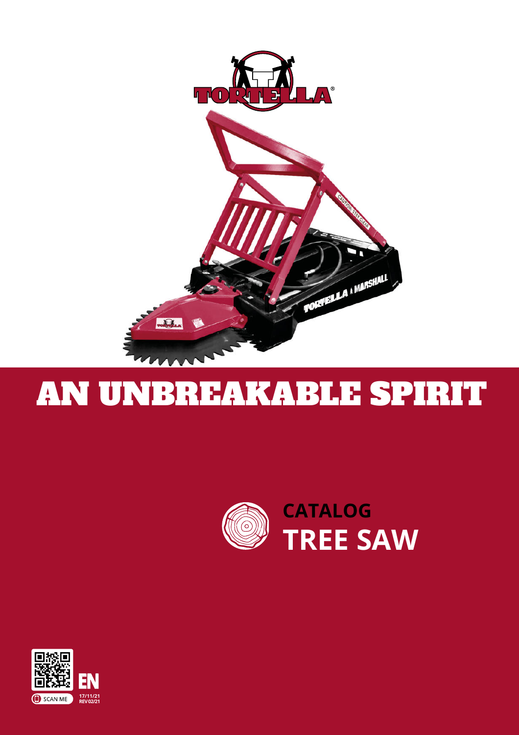# AN UNBREAKABLE SPIRIT

**CATALOG**

## TREE SAW

SCAN ME

EN

17/11/21
REV 02/21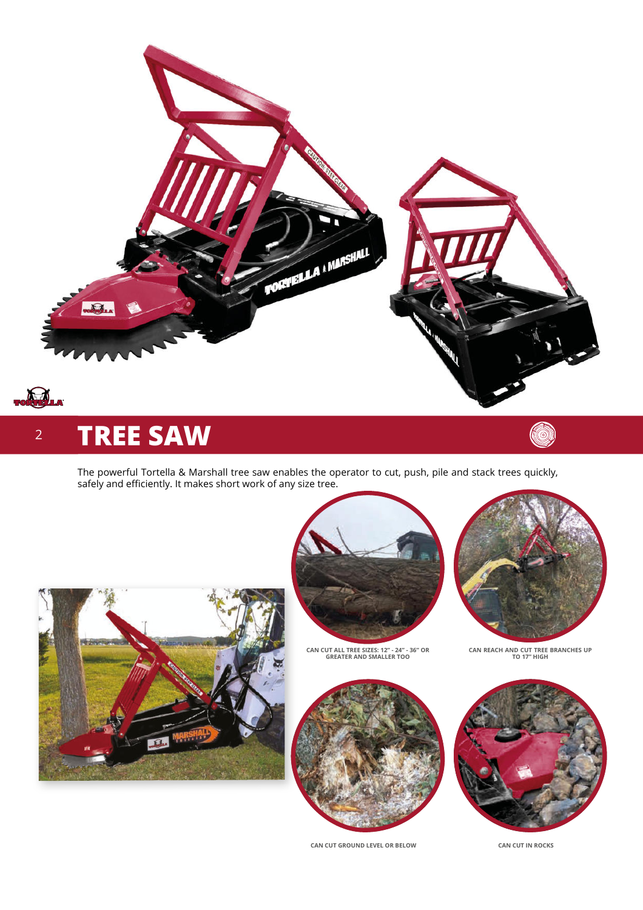# TREE SAW

The powerful Tortella & Marshall tree saw enables the operator to cut, push, pile and stack trees quickly, safely and efficiently. It makes short work of any size tree.

CAN CUT ALL TREE SIZES: 12" - 24" - 36" OR GREATER AND SMALLER TOO

CAN REACH AND CUT TREE BRANCHES UP TO 17" HIGH

CAN CUT GROUND LEVEL OR BELOW

CAN CUT IN ROCKS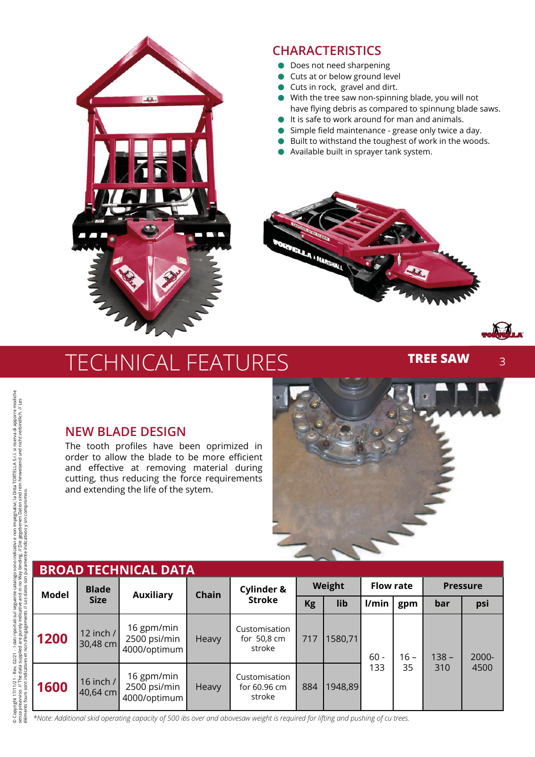## CHARACTERISTICS

- Does not need sharpening
- Cuts at or below ground level
- Cuts in rock, gravel and dirt.
- With the tree saw non-spinning blade, you will not have flying debris as compared to spinnung blade saws.
- It is safe to work around for man and animals.
- Simple field maintenance - grease only twice a day.
- Built to withstand the toughest of work in the woods.
- Available built in sprayer tank system.

# TECHNICAL FEATURES

**TREE SAW**

## NEW BLADE DESIGN

The tooth profiles have been oprimized in order to allow the blade to be more efficient and effective at removing material during cutting, thus reducing the force requirements and extending the life of the sytem.

## BROAD TECHNICAL DATA

| Model | Blade Size | Auxiliary | Chain | Cylinder & Stroke | Weight | | Flow rate | | Pressure | |
|---|---|---|---|---|---|---|---|---|---|---|
| | | | | | Kg | lib | l/min | gpm | bar | psi |
| **1200** | 12 inch / 30,48 cm | 16 gpm/min 2500 psi/min 4000/optimum | Heavy | Customisation for 50,8 cm stroke | 717 | 1580,71 | 60 - 133 | 16 – 35 | 138 – 310 | 2000-4500 |
| **1600** | 16 inch / 40,64 cm | 16 gpm/min 2500 psi/min 4000/optimum | Heavy | Customisation for 60.96 cm stroke | 884 | 1948,89 | | | | |

*\*Note: Additional skid operating capacity of 500 ibs over and abovesaw weight is required for lifting and pushing of cu trees.*

© Copyright 17/11/21 - Rev. 02/21 - I dati riportati sul seguente catalogo sono indicativi e non impegnativi; la Ditta TORTELLA S.r.l. si riserva di apporre modiche senza preavviso. // The data supplied are purely indicative and in no Way binding. // Die gegebenen Daten sind rein hinweisend und nicht verbindlich. // Les éléments fournis sont indicatives et non d'engagements // Los datos son puramente indicativos y sin compromiso.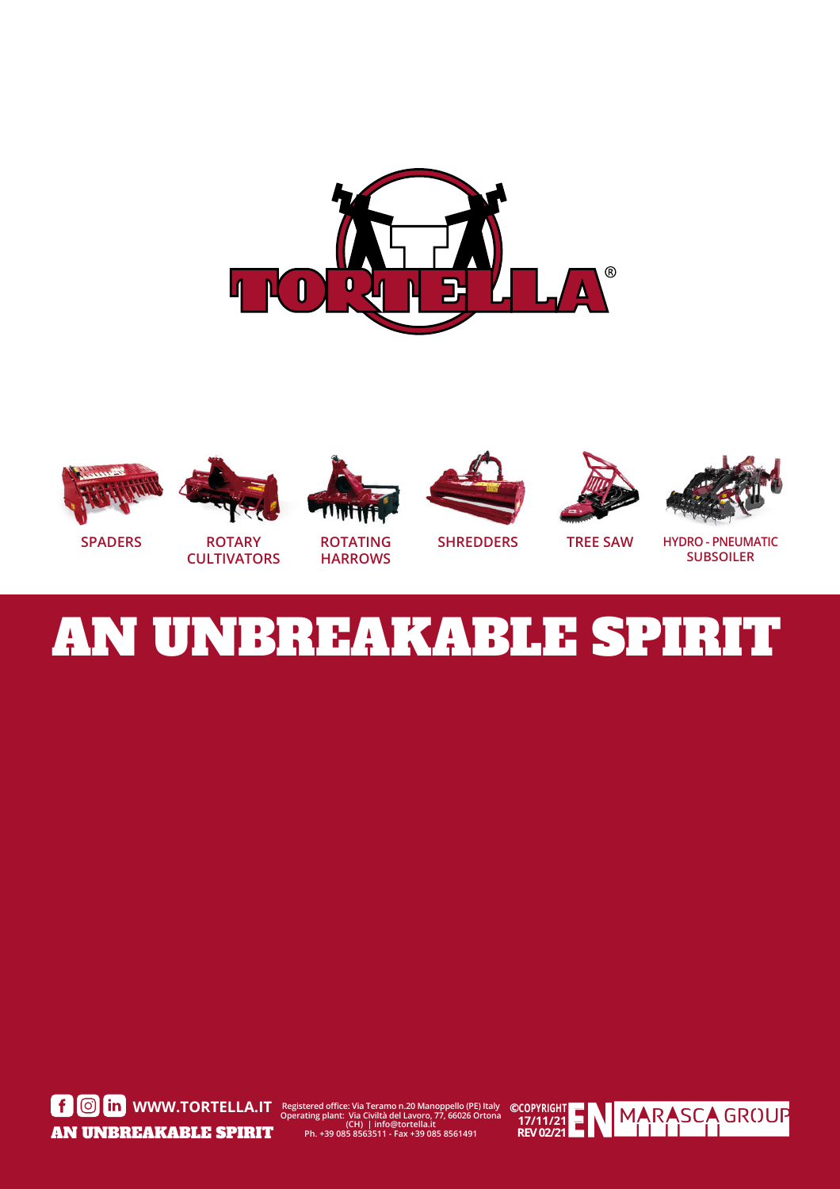TORTELLA®

SPADERS

ROTARY CULTIVATORS

ROTATING HARROWS

SHREDDERS

TREE SAW

HYDRO - PNEUMATIC SUBSOILER

# AN UNBREAKABLE SPIRIT

WWW.TORTELLA.IT

AN UNBREAKABLE SPIRIT

Registered office: Via Teramo n.20 Manoppello (PE) Italy
Operating plant: Via Civiltà del Lavoro, 77, 66026 Ortona (CH) | info@tortella.it
Ph. +39 085 8563511 - Fax +39 085 8561491

©COPYRIGHT 17/11/21 REV 02/21

EN

MARASCA GROUP